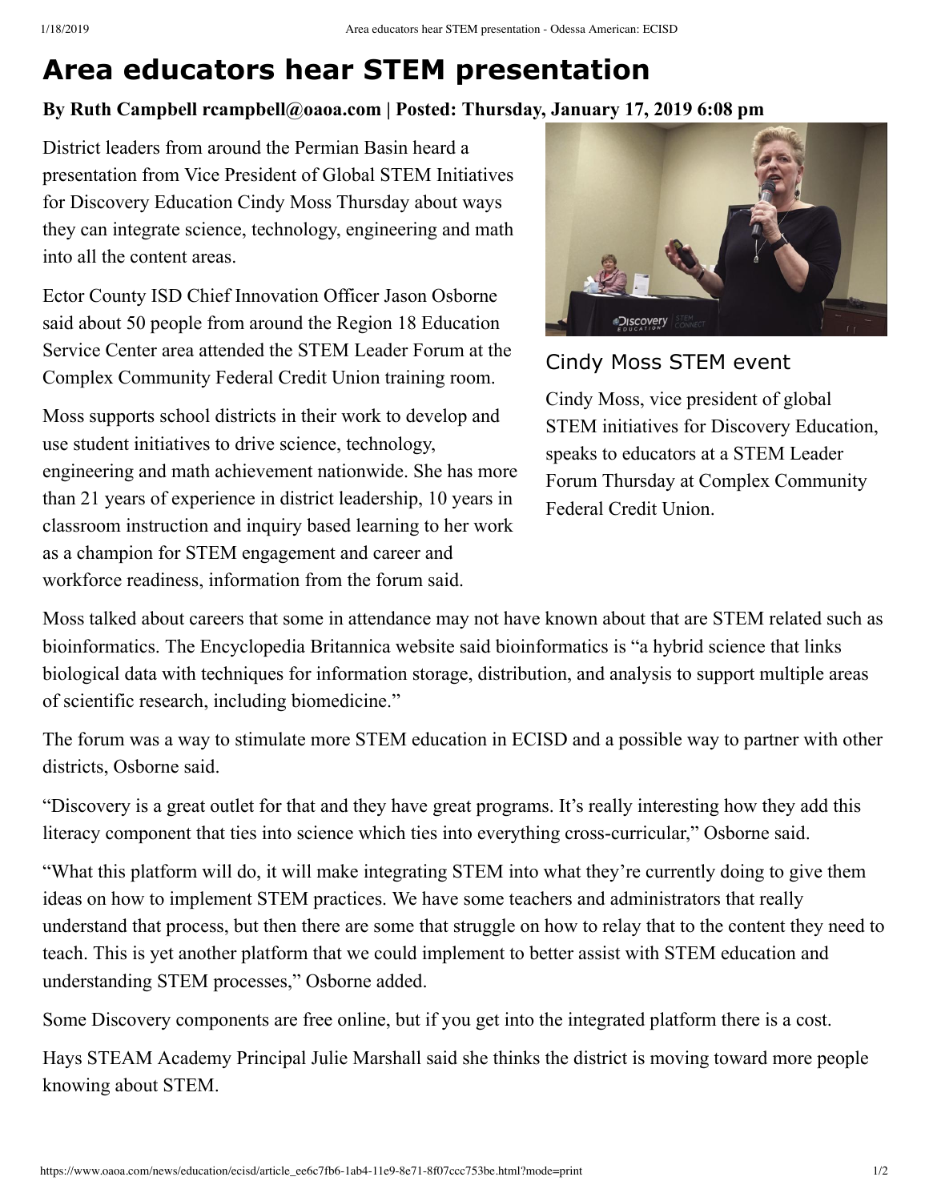# Area educators hear STEM presentation

**By Ruth Campbell rcampbell@oaoa.com | Posted: Thursday, January 17, 2019 6:08 pm**

District leaders from around the Permian Basin heard a presentation from Vice President of Global STEM Initiatives for Discovery Education Cindy Moss Thursday about ways they can integrate science, technology, engineering and math into all the content areas.

Ector County ISD Chief Innovation Officer Jason Osborne said about 50 people from around the Region 18 Education Service Center area attended the STEM Leader Forum at the Complex Community Federal Credit Union training room.

Moss supports school districts in their work to develop and use student initiatives to drive science, technology, engineering and math achievement nationwide. She has more than 21 years of experience in district leadership, 10 years in classroom instruction and inquiry based learning to her work as a champion for STEM engagement and career and workforce readiness, information from the forum said.

Cindy Moss STEM event

Cindy Moss, vice president of global STEM initiatives for Discovery Education, speaks to educators at a STEM Leader Forum Thursday at Complex Community Federal Credit Union.

Moss talked about careers that some in attendance may not have known about that are STEM related such as bioinformatics. The Encyclopedia Britannica website said bioinformatics is "a hybrid science that links biological data with techniques for information storage, distribution, and analysis to support multiple areas of scientific research, including biomedicine."

The forum was a way to stimulate more STEM education in ECISD and a possible way to partner with other districts, Osborne said.

"Discovery is a great outlet for that and they have great programs. It's really interesting how they add this literacy component that ties into science which ties into everything cross-curricular," Osborne said.

"What this platform will do, it will make integrating STEM into what they're currently doing to give them ideas on how to implement STEM practices. We have some teachers and administrators that really understand that process, but then there are some that struggle on how to relay that to the content they need to teach. This is yet another platform that we could implement to better assist with STEM education and understanding STEM processes," Osborne added.

Some Discovery components are free online, but if you get into the integrated platform there is a cost.

Hays STEAM Academy Principal Julie Marshall said she thinks the district is moving toward more people knowing about STEM.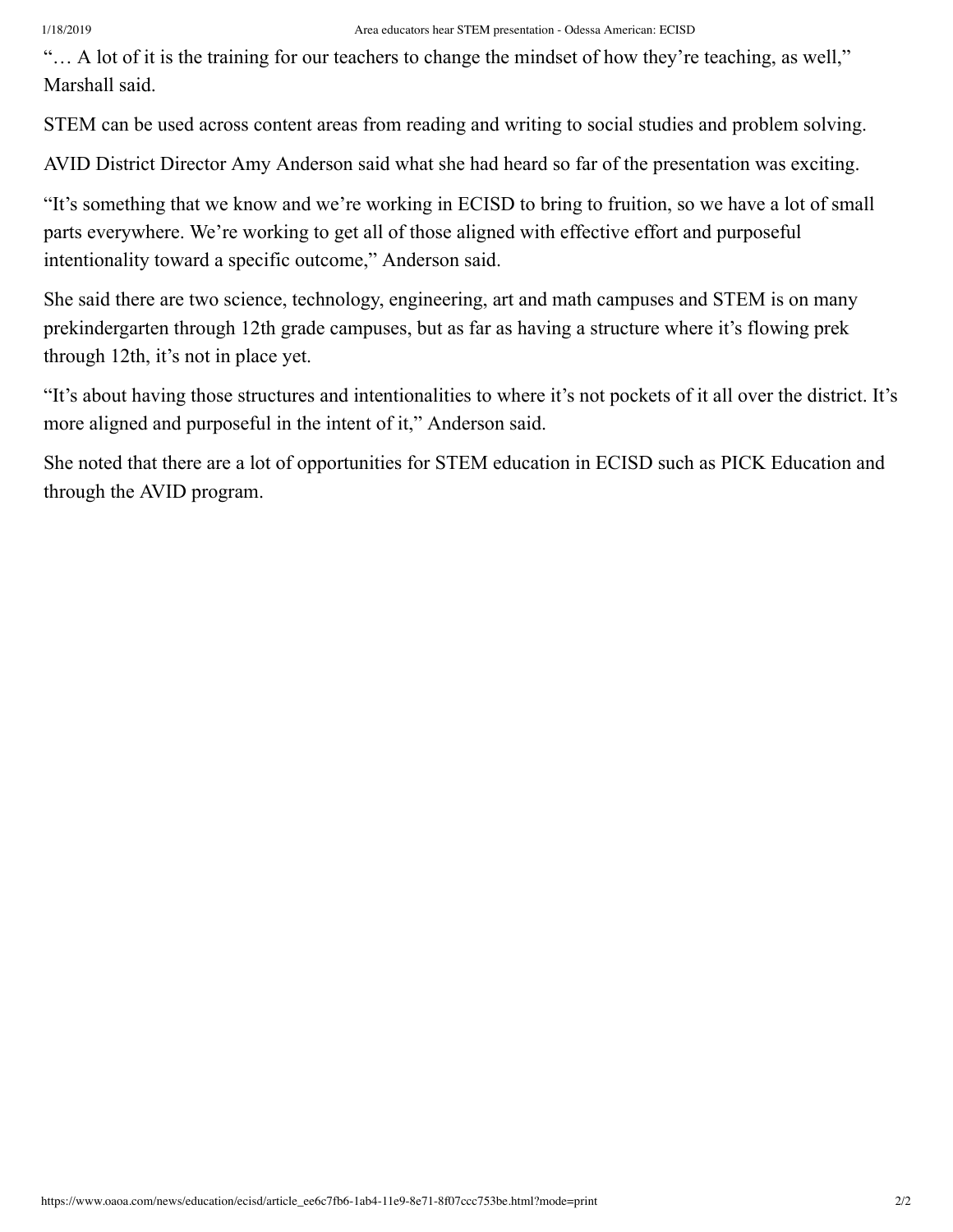"… A lot of it is the training for our teachers to change the mindset of how they're teaching, as well," Marshall said.

STEM can be used across content areas from reading and writing to social studies and problem solving.

AVID District Director Amy Anderson said what she had heard so far of the presentation was exciting.

"It's something that we know and we're working in ECISD to bring to fruition, so we have a lot of small parts everywhere. We're working to get all of those aligned with effective effort and purposeful intentionality toward a specific outcome," Anderson said.

She said there are two science, technology, engineering, art and math campuses and STEM is on many prekindergarten through 12th grade campuses, but as far as having a structure where it's flowing prek through 12th, it's not in place yet.

"It's about having those structures and intentionalities to where it's not pockets of it all over the district. It's more aligned and purposeful in the intent of it," Anderson said.

She noted that there are a lot of opportunities for STEM education in ECISD such as PICK Education and through the AVID program.